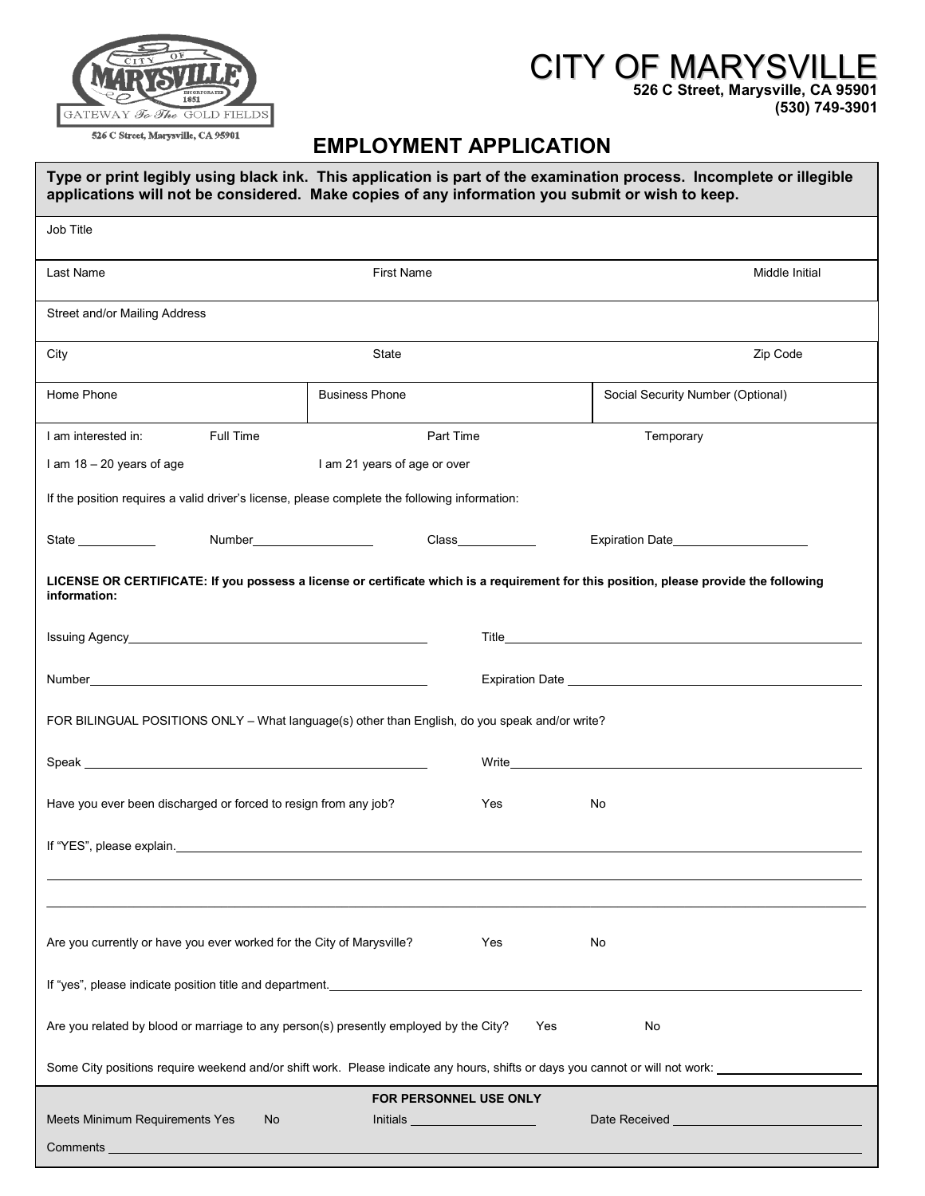# CITY OF MARYSVILLE

**526 C Street, Marysville, CA 95901**
**(530) 749-3901**

526 C Street, Marysville, CA 95901

## EMPLOYMENT APPLICATION

**Type or print legibly using black ink. This application is part of the examination process. Incomplete or illegible applications will not be considered. Make copies of any information you submit or wish to keep.**

Job Title

| Last Name | First Name | Middle Initial |
|---|---|---|
| | | |

Street and/or Mailing Address

| City | State | Zip Code |
|---|---|---|
| | | |

| Home Phone | Business Phone | Social Security Number (Optional) |
|---|---|---|
| | | |

I am interested in: Full Time Part Time Temporary

I am 18 – 20 years of age I am 21 years of age or over

If the position requires a valid driver's license, please complete the following information:

State ____________ Number__________________ Class____________ Expiration Date____________________

**LICENSE OR CERTIFICATE: If you possess a license or certificate which is a requirement for this position, please provide the following information:**

Issuing Agency______________________________ Title______________________________

Number______________________________ Expiration Date ______________________________

FOR BILINGUAL POSITIONS ONLY – What language(s) other than English, do you speak and/or write?

Speak ______________________________ Write______________________________

Have you ever been discharged or forced to resign from any job? Yes No

If "YES", please explain.______________________________________________________________

Are you currently or have you ever worked for the City of Marysville? Yes No

If "yes", please indicate position title and department.______________________________

Are you related by blood or marriage to any person(s) presently employed by the City? Yes No

Some City positions require weekend and/or shift work. Please indicate any hours, shifts or days you cannot or will not work: ____________________

**FOR PERSONNEL USE ONLY**

Meets Minimum Requirements Yes No Initials __________________ Date Received __________________________

Comments ______________________________________________________________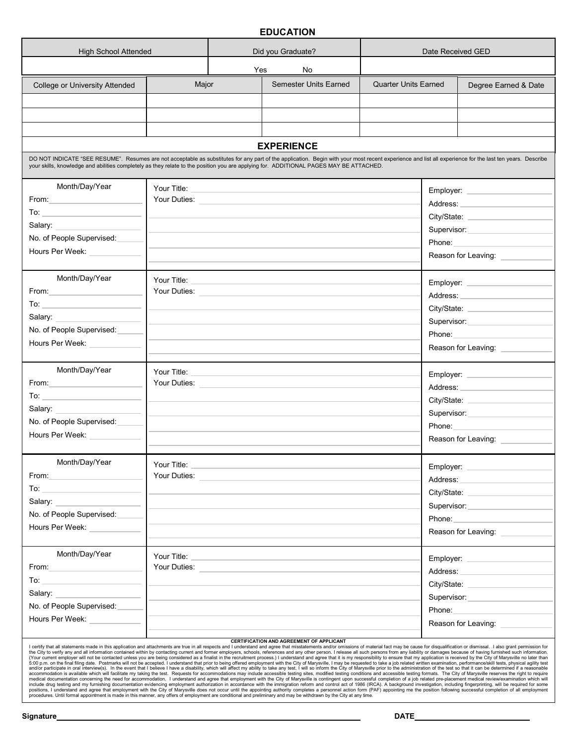## EDUCATION

| High School Attended | Did you Graduate? | Date Received GED |
|---|---|---|
| | Yes &nbsp;&nbsp;&nbsp;&nbsp; No | |

| College or University Attended | Major | Semester Units Earned | Quarter Units Earned | Degree Earned & Date |
|---|---|---|---|---|
| | | | | |
| | | | | |
| | | | | |

## EXPERIENCE

DO NOT INDICATE "SEE RESUME". Resumes are not acceptable as substitutes for any part of the application. Begin with your most recent experience and list all experience for the last ten years. Describe your skills, knowledge and abilities completely as they relate to the position you are applying for. ADDITIONAL PAGES MAY BE ATTACHED.

| Month/Day/Year | | |
|---|---|---|
| From: ______ | Your Title: ______ | Employer: ______ |
| To: ______ | Your Duties: ______ | Address: ______ |
| Salary: ______ | | City/State: ______ |
| No. of People Supervised: ______ | | Supervisor: ______ |
| Hours Per Week: ______ | | Phone: ______ |
| | | Reason for Leaving: ______ |

| Month/Day/Year | | |
|---|---|---|
| From: ______ | Your Title: ______ | Employer: ______ |
| To: ______ | Your Duties: ______ | Address: ______ |
| Salary: ______ | | City/State: ______ |
| No. of People Supervised: ______ | | Supervisor: ______ |
| Hours Per Week: ______ | | Phone: ______ |
| | | Reason for Leaving: ______ |

| Month/Day/Year | | |
|---|---|---|
| From: ______ | Your Title: ______ | Employer: ______ |
| To: ______ | Your Duties: ______ | Address: ______ |
| Salary: ______ | | City/State: ______ |
| No. of People Supervised: ______ | | Supervisor: ______ |
| Hours Per Week: ______ | | Phone: ______ |
| | | Reason for Leaving: ______ |

| Month/Day/Year | | |
|---|---|---|
| From: ______ | Your Title: ______ | Employer: ______ |
| To: ______ | Your Duties: ______ | Address: ______ |
| Salary: ______ | | City/State: ______ |
| No. of People Supervised: ______ | | Supervisor: ______ |
| Hours Per Week: ______ | | Phone: ______ |
| | | Reason for Leaving: ______ |

| Month/Day/Year | | |
|---|---|---|
| From: ______ | Your Title: ______ | Employer: ______ |
| To: ______ | Your Duties: ______ | Address: ______ |
| Salary: ______ | | City/State: ______ |
| No. of People Supervised: ______ | | Supervisor: ______ |
| Hours Per Week: ______ | | Phone: ______ |
| | | Reason for Leaving: ______ |

### CERTIFICATION AND AGREEMENT OF APPLICANT

I certify that all statements made in this application and attachments are true in all respects and I understand and agree that misstatements and/or omissions of material fact may be cause for disqualification or dismissal. I also grant permission for the City to verify any and all information contained within by contacting current and former employers, schools, references and any other person. I release all such persons from any liability or damages because of having furnished such information. (Your current employer will not be contacted unless you are being considered as a finalist in the recruitment process.) I understand and agree that it is my responsibility to ensure that my application is received by the City of Marysville no later than 5:00 p.m. on the final filing date. Postmarks will not be accepted. I understand that prior to being offered employment with the City of Marysville, I may be requested to take a job related written examination, performance/skill tests, physical agility test and/or participate in oral interview(s). In the event that I believe I have a disability, which will affect my ability to take any test, I will so inform the City of Marysville prior to the administration of the test so that it can be determined if a reasonable accommodation is available which will facilitate my taking the test. Requests for accommodations may include accessible testing sites, modified testing conditions and accessible testing formats. The City of Marysville reserves the right to require medical documentation concerning the need for accommodation. I understand and agree that employment with the City of Marysville is contingent upon successful completion of a job related pre-placement medical review/examination which will include drug testing and my furnishing documentation evidencing employment authorization in accordance with the immigration reform and control act of 1986 (IRCA). A background investigation, including fingerprinting, will be required for some positions, I understand and agree that employment with the City of Marysville does not occur until the appointing authority completes a personnel action form (PAF) appointing me the position following successful completion of all employment procedures. Until formal appointment is made in this manner, any offers of employment are conditional and preliminary and may be withdrawn by the City at any time.

**Signature** ______________________________ **DATE** ______________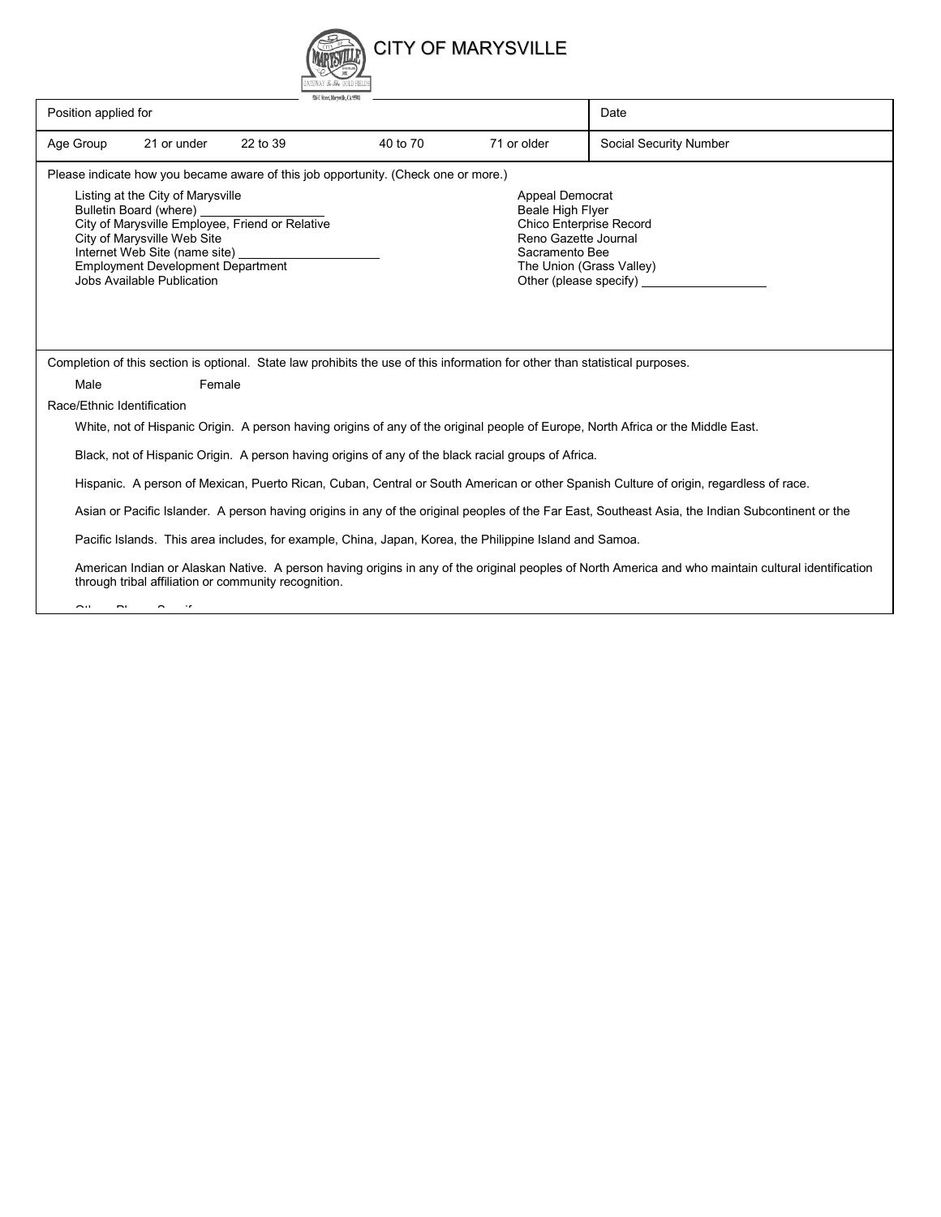# CITY OF MARYSVILLE

| Position applied for | | | | | Date |
|---|---|---|---|---|---|
| Age Group | 21 or under | 22 to 39 | 40 to 70 | 71 or older | Social Security Number |

Please indicate how you became aware of this job opportunity. (Check one or more.)

- Listing at the City of Marysville
- Bulletin Board (where) ___________________
- City of Marysville Employee, Friend or Relative
- City of Marysville Web Site
- Internet Web Site (name site) ___________________
- Employment Development Department
- Jobs Available Publication
- Appeal Democrat
- Beale High Flyer
- Chico Enterprise Record
- Reno Gazette Journal
- Sacramento Bee
- The Union (Grass Valley)
- Other (please specify) ___________________

Completion of this section is optional. State law prohibits the use of this information for other than statistical purposes.

Male Female

Race/Ethnic Identification

White, not of Hispanic Origin. A person having origins of any of the original people of Europe, North Africa or the Middle East.

Black, not of Hispanic Origin. A person having origins of any of the black racial groups of Africa.

Hispanic. A person of Mexican, Puerto Rican, Cuban, Central or South American or other Spanish Culture of origin, regardless of race.

Asian or Pacific Islander. A person having origins in any of the original peoples of the Far East, Southeast Asia, the Indian Subcontinent or the

Pacific Islands. This area includes, for example, China, Japan, Korea, the Philippine Island and Samoa.

American Indian or Alaskan Native. A person having origins in any of the original peoples of North America and who maintain cultural identification through tribal affiliation or community recognition.

Other, Please Specify